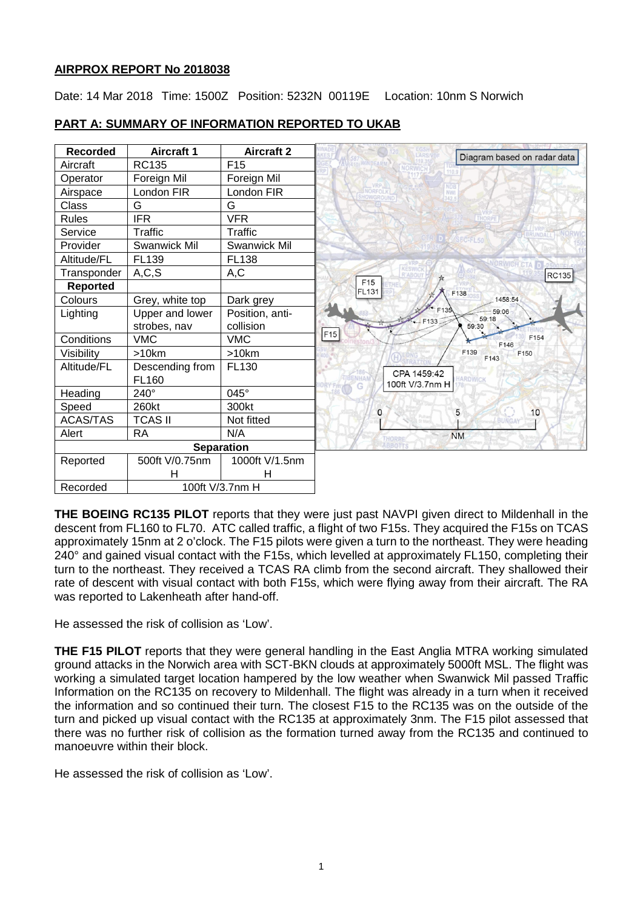**AIRPROX REPORT No 2018038**

Date: 14 Mar 2018 Time: 1500Z Position: 5232N 00119E Location: 10nm S Norwich

**PART A: SUMMARY OF INFORMATION REPORTED TO UKAB**

| Recorded | Aircraft 1 | Aircraft 2 |
|---|---|---|
| Aircraft | RC135 | F15 |
| Operator | Foreign Mil | Foreign Mil |
| Airspace | London FIR | London FIR |
| Class | G | G |
| Rules | IFR | VFR |
| Service | Traffic | Traffic |
| Provider | Swanwick Mil | Swanwick Mil |
| Altitude/FL | FL139 | FL138 |
| Transponder | A,C,S | A,C |
| **Reported** | | |
| Colours | Grey, white top | Dark grey |
| Lighting | Upper and lower strobes, nav | Position, anti-collision |
| Conditions | VMC | VMC |
| Visibility | >10km | >10km |
| Altitude/FL | Descending from FL160 | FL130 |
| Heading | 240° | 045° |
| Speed | 260kt | 300kt |
| ACAS/TAS | TCAS II | Not fitted |
| Alert | RA | N/A |
| **Separation** | | |
| Reported | 500ft V/0.75nm H | 1000ft V/1.5nm H |
| Recorded | 100ft V/3.7nm H | |

Diagram based on radar data

CPA 1459:42
100ft V/3.7nm H

**THE BOEING RC135 PILOT** reports that they were just past NAVPI given direct to Mildenhall in the descent from FL160 to FL70. ATC called traffic, a flight of two F15s. They acquired the F15s on TCAS approximately 15nm at 2 o'clock. The F15 pilots were given a turn to the northeast. They were heading 240° and gained visual contact with the F15s, which levelled at approximately FL150, completing their turn to the northeast. They received a TCAS RA climb from the second aircraft. They shallowed their rate of descent with visual contact with both F15s, which were flying away from their aircraft. The RA was reported to Lakenheath after hand-off.

He assessed the risk of collision as 'Low'.

**THE F15 PILOT** reports that they were general handling in the East Anglia MTRA working simulated ground attacks in the Norwich area with SCT-BKN clouds at approximately 5000ft MSL. The flight was working a simulated target location hampered by the low weather when Swanwick Mil passed Traffic Information on the RC135 on recovery to Mildenhall. The flight was already in a turn when it received the information and so continued their turn. The closest F15 to the RC135 was on the outside of the turn and picked up visual contact with the RC135 at approximately 3nm. The F15 pilot assessed that there was no further risk of collision as the formation turned away from the RC135 and continued to manoeuvre within their block.

He assessed the risk of collision as 'Low'.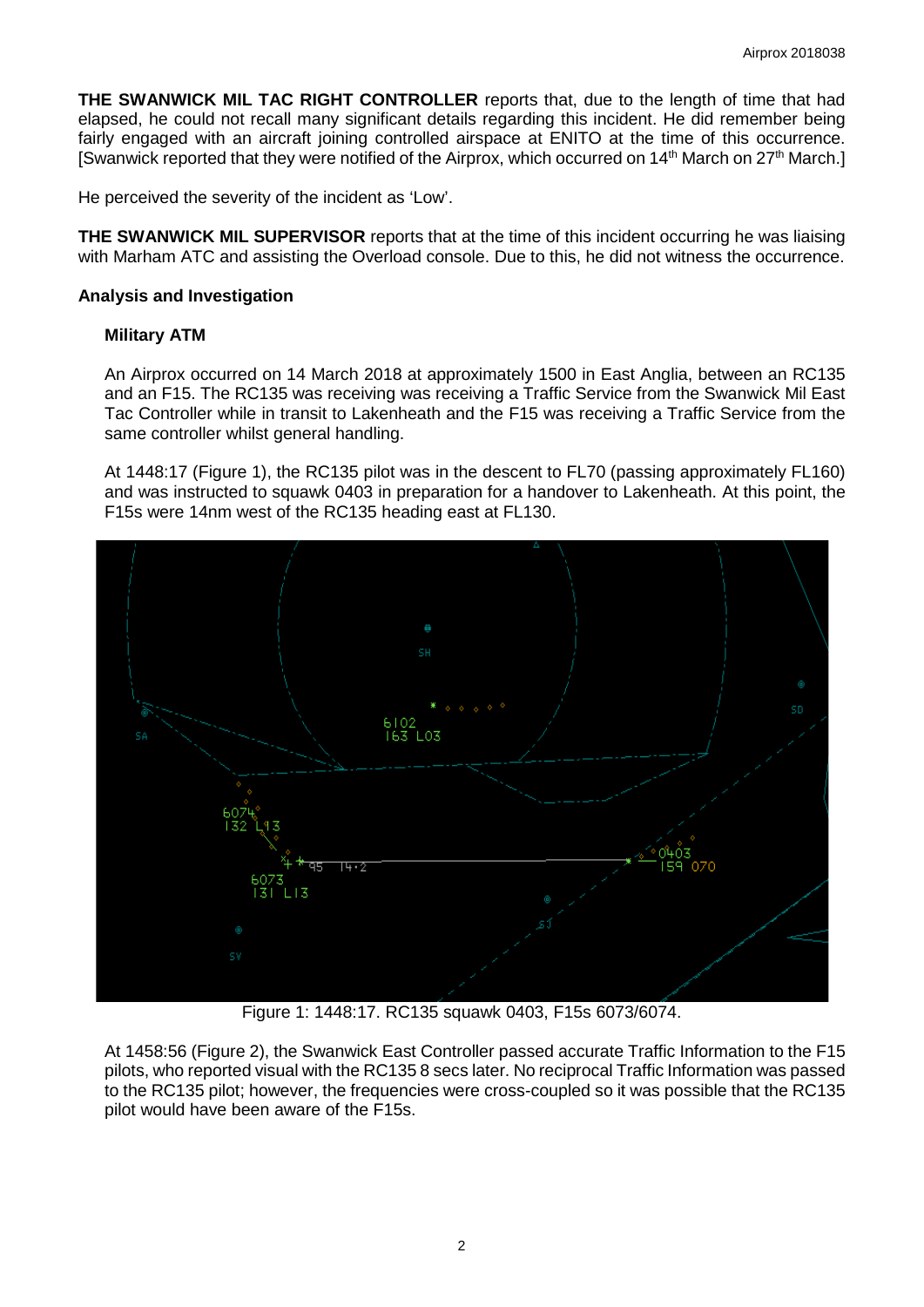**THE SWANWICK MIL TAC RIGHT CONTROLLER** reports that, due to the length of time that had elapsed, he could not recall many significant details regarding this incident. He did remember being fairly engaged with an aircraft joining controlled airspace at ENITO at the time of this occurrence. [Swanwick reported that they were notified of the Airprox, which occurred on 14th March on 27th March.]

He perceived the severity of the incident as 'Low'.

**THE SWANWICK MIL SUPERVISOR** reports that at the time of this incident occurring he was liaising with Marham ATC and assisting the Overload console. Due to this, he did not witness the occurrence.

## Analysis and Investigation

### Military ATM

An Airprox occurred on 14 March 2018 at approximately 1500 in East Anglia, between an RC135 and an F15. The RC135 was receiving was receiving a Traffic Service from the Swanwick Mil East Tac Controller while in transit to Lakenheath and the F15 was receiving a Traffic Service from the same controller whilst general handling.

At 1448:17 (Figure 1), the RC135 pilot was in the descent to FL70 (passing approximately FL160) and was instructed to squawk 0403 in preparation for a handover to Lakenheath. At this point, the F15s were 14nm west of the RC135 heading east at FL130.

Figure 1: 1448:17. RC135 squawk 0403, F15s 6073/6074.

At 1458:56 (Figure 2), the Swanwick East Controller passed accurate Traffic Information to the F15 pilots, who reported visual with the RC135 8 secs later. No reciprocal Traffic Information was passed to the RC135 pilot; however, the frequencies were cross-coupled so it was possible that the RC135 pilot would have been aware of the F15s.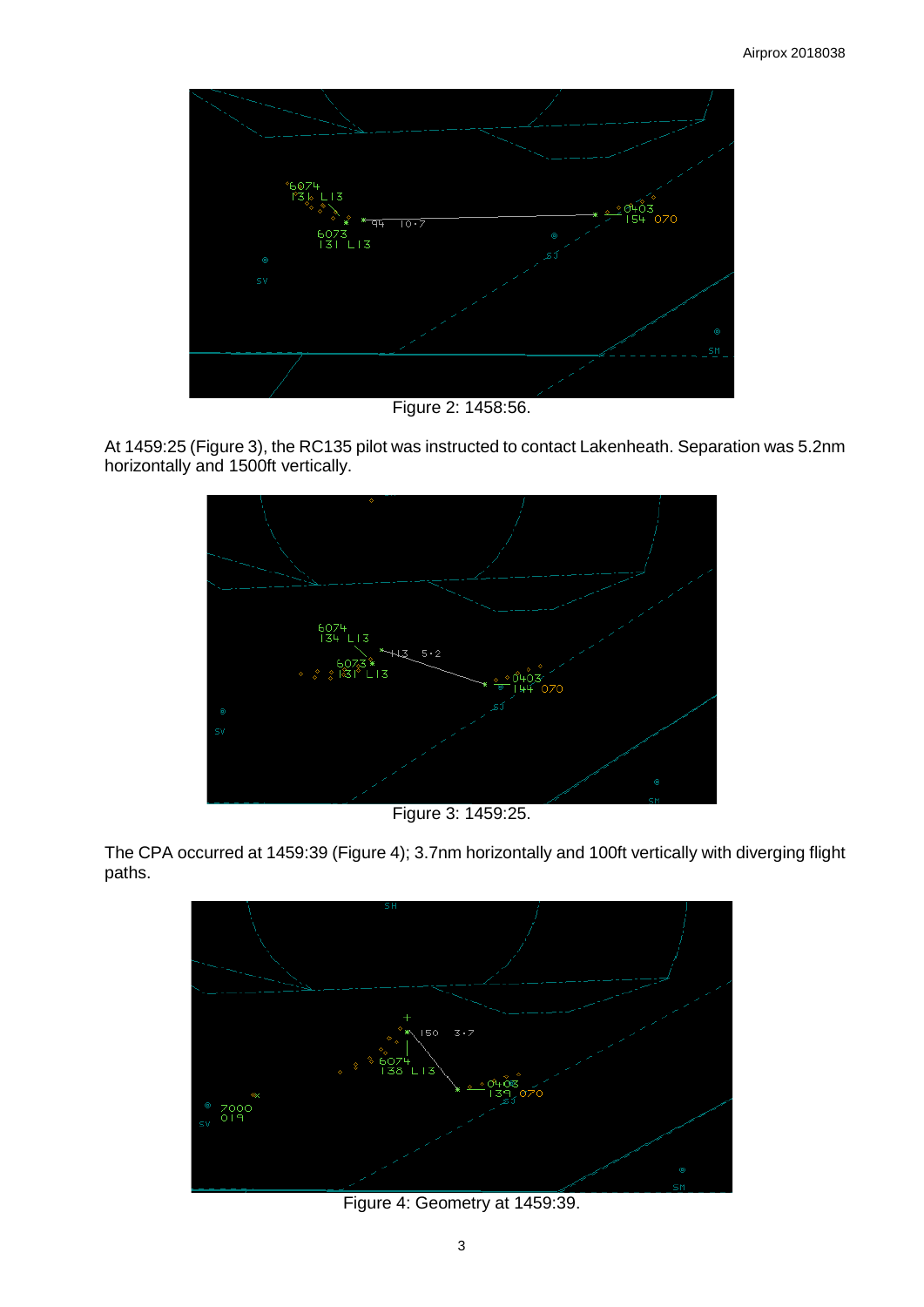Figure 2: 1458:56.

At 1459:25 (Figure 3), the RC135 pilot was instructed to contact Lakenheath. Separation was 5.2nm horizontally and 1500ft vertically.

Figure 3: 1459:25.

The CPA occurred at 1459:39 (Figure 4); 3.7nm horizontally and 100ft vertically with diverging flight paths.

Figure 4: Geometry at 1459:39.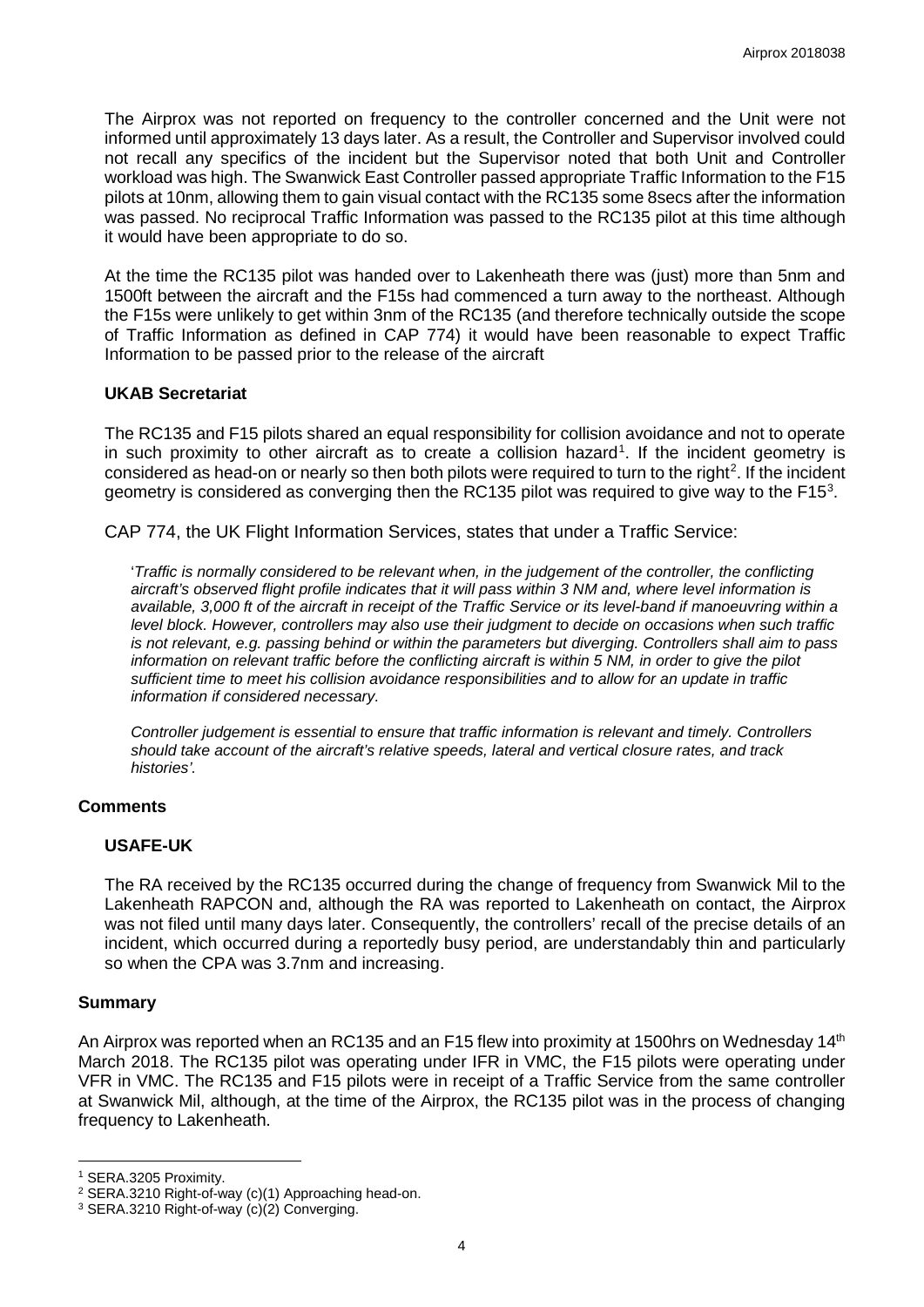The Airprox was not reported on frequency to the controller concerned and the Unit were not informed until approximately 13 days later. As a result, the Controller and Supervisor involved could not recall any specifics of the incident but the Supervisor noted that both Unit and Controller workload was high. The Swanwick East Controller passed appropriate Traffic Information to the F15 pilots at 10nm, allowing them to gain visual contact with the RC135 some 8secs after the information was passed. No reciprocal Traffic Information was passed to the RC135 pilot at this time although it would have been appropriate to do so.

At the time the RC135 pilot was handed over to Lakenheath there was (just) more than 5nm and 1500ft between the aircraft and the F15s had commenced a turn away to the northeast. Although the F15s were unlikely to get within 3nm of the RC135 (and therefore technically outside the scope of Traffic Information as defined in CAP 774) it would have been reasonable to expect Traffic Information to be passed prior to the release of the aircraft

### UKAB Secretariat

The RC135 and F15 pilots shared an equal responsibility for collision avoidance and not to operate in such proximity to other aircraft as to create a collision hazard[1]. If the incident geometry is considered as head-on or nearly so then both pilots were required to turn to the right[2]. If the incident geometry is considered as converging then the RC135 pilot was required to give way to the F15[3].

CAP 774, the UK Flight Information Services, states that under a Traffic Service:

> '*Traffic is normally considered to be relevant when, in the judgement of the controller, the conflicting aircraft's observed flight profile indicates that it will pass within 3 NM and, where level information is available, 3,000 ft of the aircraft in receipt of the Traffic Service or its level-band if manoeuvring within a level block. However, controllers may also use their judgment to decide on occasions when such traffic is not relevant, e.g. passing behind or within the parameters but diverging. Controllers shall aim to pass information on relevant traffic before the conflicting aircraft is within 5 NM, in order to give the pilot sufficient time to meet his collision avoidance responsibilities and to allow for an update in traffic information if considered necessary.*
>
> *Controller judgement is essential to ensure that traffic information is relevant and timely. Controllers should take account of the aircraft's relative speeds, lateral and vertical closure rates, and track histories'.*

## Comments

### USAFE-UK

The RA received by the RC135 occurred during the change of frequency from Swanwick Mil to the Lakenheath RAPCON and, although the RA was reported to Lakenheath on contact, the Airprox was not filed until many days later. Consequently, the controllers' recall of the precise details of an incident, which occurred during a reportedly busy period, are understandably thin and particularly so when the CPA was 3.7nm and increasing.

## Summary

An Airprox was reported when an RC135 and an F15 flew into proximity at 1500hrs on Wednesday 14th March 2018. The RC135 pilot was operating under IFR in VMC, the F15 pilots were operating under VFR in VMC. The RC135 and F15 pilots were in receipt of a Traffic Service from the same controller at Swanwick Mil, although, at the time of the Airprox, the RC135 pilot was in the process of changing frequency to Lakenheath.

---

[1] SERA.3205 Proximity.

[2] SERA.3210 Right-of-way (c)(1) Approaching head-on.

[3] SERA.3210 Right-of-way (c)(2) Converging.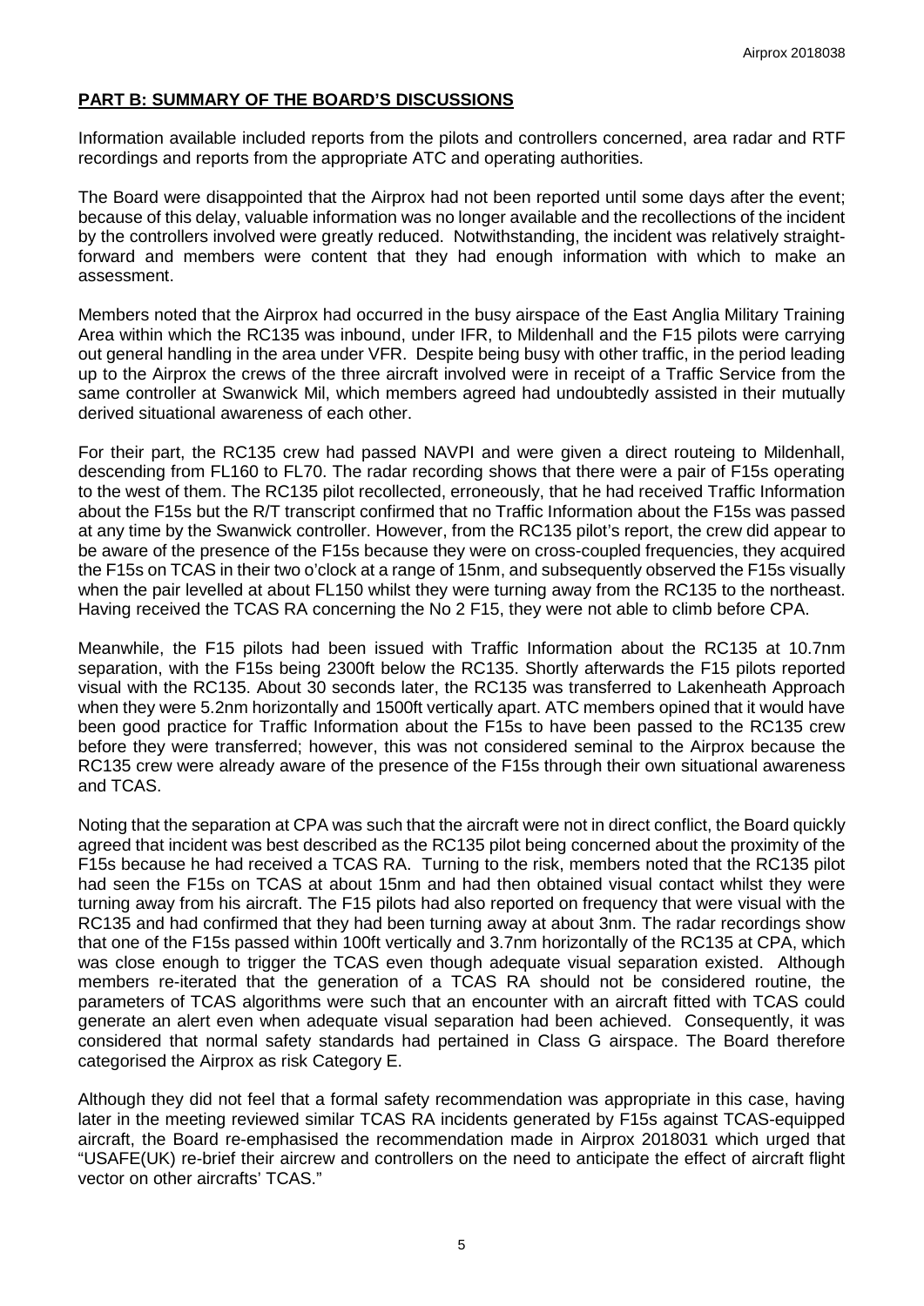## PART B: SUMMARY OF THE BOARD'S DISCUSSIONS

Information available included reports from the pilots and controllers concerned, area radar and RTF recordings and reports from the appropriate ATC and operating authorities.

The Board were disappointed that the Airprox had not been reported until some days after the event; because of this delay, valuable information was no longer available and the recollections of the incident by the controllers involved were greatly reduced. Notwithstanding, the incident was relatively straight-forward and members were content that they had enough information with which to make an assessment.

Members noted that the Airprox had occurred in the busy airspace of the East Anglia Military Training Area within which the RC135 was inbound, under IFR, to Mildenhall and the F15 pilots were carrying out general handling in the area under VFR. Despite being busy with other traffic, in the period leading up to the Airprox the crews of the three aircraft involved were in receipt of a Traffic Service from the same controller at Swanwick Mil, which members agreed had undoubtedly assisted in their mutually derived situational awareness of each other.

For their part, the RC135 crew had passed NAVPI and were given a direct routeing to Mildenhall, descending from FL160 to FL70. The radar recording shows that there were a pair of F15s operating to the west of them. The RC135 pilot recollected, erroneously, that he had received Traffic Information about the F15s but the R/T transcript confirmed that no Traffic Information about the F15s was passed at any time by the Swanwick controller. However, from the RC135 pilot's report, the crew did appear to be aware of the presence of the F15s because they were on cross-coupled frequencies, they acquired the F15s on TCAS in their two o'clock at a range of 15nm, and subsequently observed the F15s visually when the pair levelled at about FL150 whilst they were turning away from the RC135 to the northeast. Having received the TCAS RA concerning the No 2 F15, they were not able to climb before CPA.

Meanwhile, the F15 pilots had been issued with Traffic Information about the RC135 at 10.7nm separation, with the F15s being 2300ft below the RC135. Shortly afterwards the F15 pilots reported visual with the RC135. About 30 seconds later, the RC135 was transferred to Lakenheath Approach when they were 5.2nm horizontally and 1500ft vertically apart. ATC members opined that it would have been good practice for Traffic Information about the F15s to have been passed to the RC135 crew before they were transferred; however, this was not considered seminal to the Airprox because the RC135 crew were already aware of the presence of the F15s through their own situational awareness and TCAS.

Noting that the separation at CPA was such that the aircraft were not in direct conflict, the Board quickly agreed that incident was best described as the RC135 pilot being concerned about the proximity of the F15s because he had received a TCAS RA. Turning to the risk, members noted that the RC135 pilot had seen the F15s on TCAS at about 15nm and had then obtained visual contact whilst they were turning away from his aircraft. The F15 pilots had also reported on frequency that were visual with the RC135 and had confirmed that they had been turning away at about 3nm. The radar recordings show that one of the F15s passed within 100ft vertically and 3.7nm horizontally of the RC135 at CPA, which was close enough to trigger the TCAS even though adequate visual separation existed. Although members re-iterated that the generation of a TCAS RA should not be considered routine, the parameters of TCAS algorithms were such that an encounter with an aircraft fitted with TCAS could generate an alert even when adequate visual separation had been achieved. Consequently, it was considered that normal safety standards had pertained in Class G airspace. The Board therefore categorised the Airprox as risk Category E.

Although they did not feel that a formal safety recommendation was appropriate in this case, having later in the meeting reviewed similar TCAS RA incidents generated by F15s against TCAS-equipped aircraft, the Board re-emphasised the recommendation made in Airprox 2018031 which urged that "USAFE(UK) re-brief their aircrew and controllers on the need to anticipate the effect of aircraft flight vector on other aircrafts' TCAS."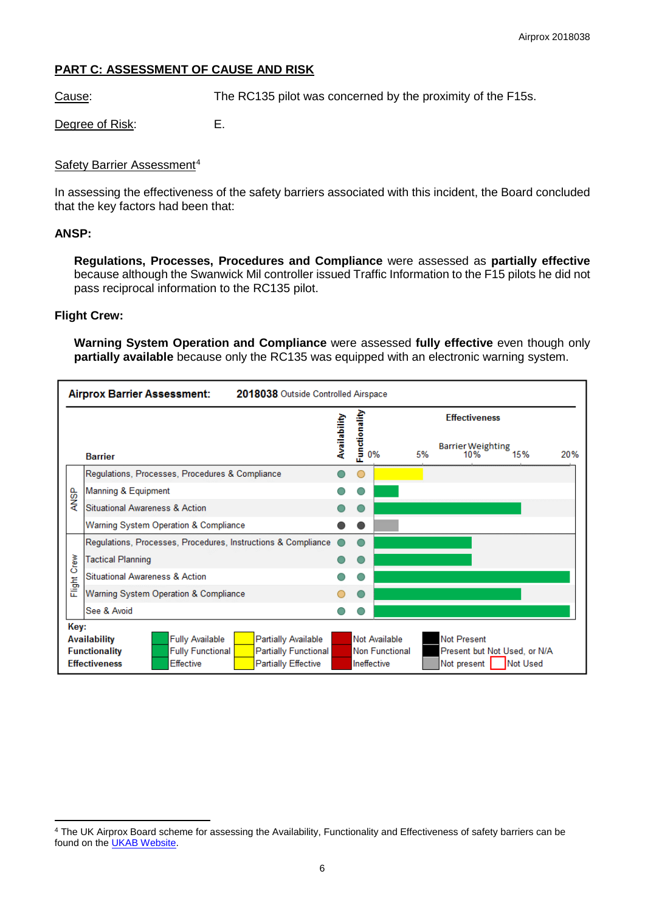## PART C: ASSESSMENT OF CAUSE AND RISK

Cause: The RC135 pilot was concerned by the proximity of the F15s.

Degree of Risk: E.

Safety Barrier Assessment[4]

In assessing the effectiveness of the safety barriers associated with this incident, the Board concluded that the key factors had been that:

**ANSP:**

> **Regulations, Processes, Procedures and Compliance** were assessed as **partially effective** because although the Swanwick Mil controller issued Traffic Information to the F15 pilots he did not pass reciprocal information to the RC135 pilot.

**Flight Crew:**

> **Warning System Operation and Compliance** were assessed **fully effective** even though only **partially available** because only the RC135 was equipped with an electronic warning system.

Airprox Barrier Assessment: 2018038 Outside Controlled Airspace

Barrier

Availability

Functionality

Effectiveness

Barrier Weighting

0% 5% 10% 15% 20%

ANSP

Regulations, Processes, Procedures & Compliance

Manning & Equipment

Situational Awareness & Action

Warning System Operation & Compliance

Flight Crew

Regulations, Processes, Procedures, Instructions & Compliance

Tactical Planning

Situational Awareness & Action

Warning System Operation & Compliance

See & Avoid

Key:

Availability: Fully Available, Partially Available, Not Available, Not Present

Functionality: Fully Functional, Partially Functional, Non Functional, Present but Not Used, or N/A

Effectiveness: Effective, Partially Effective, Ineffective, Not present, Not Used

---

[4] The UK Airprox Board scheme for assessing the Availability, Functionality and Effectiveness of safety barriers can be found on the UKAB Website.